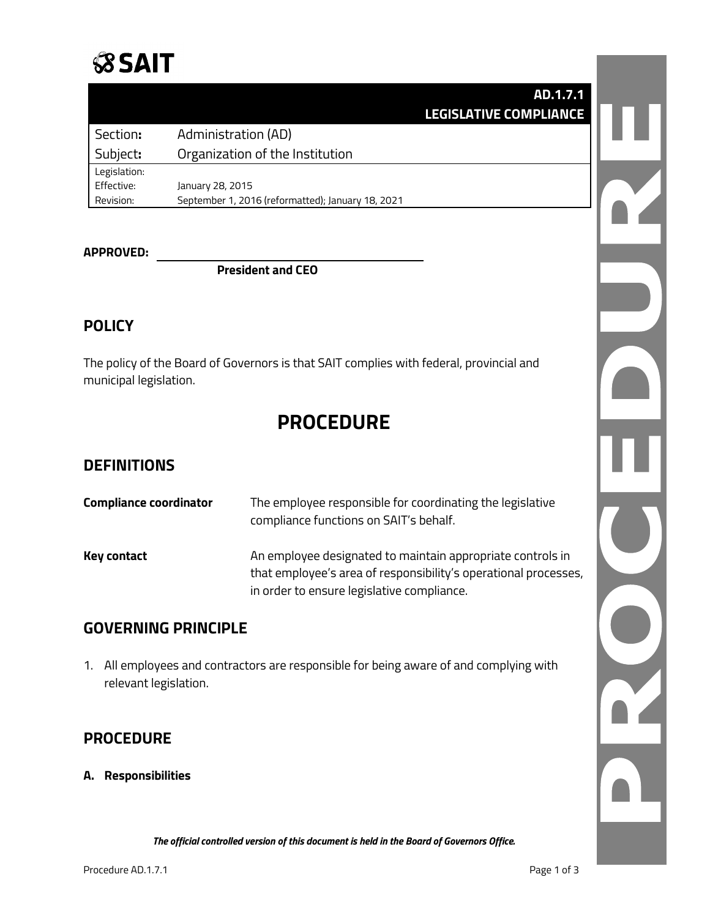SAIT

| | AD.1.7.1 LEGISLATIVE COMPLIANCE |
|---|---|
| Section: | Administration (AD) |
| Subject: | Organization of the Institution |
| Legislation: | |
| Effective: | January 28, 2015 |
| Revision: | September 1, 2016 (reformatted); January 18, 2021 |

**APPROVED:** ______________________________

**President and CEO**

## POLICY

The policy of the Board of Governors is that SAIT complies with federal, provincial and municipal legislation.

# PROCEDURE

## DEFINITIONS

| | |
|---|---|
| **Compliance coordinator** | The employee responsible for coordinating the legislative compliance functions on SAIT's behalf. |
| **Key contact** | An employee designated to maintain appropriate controls in that employee's area of responsibility's operational processes, in order to ensure legislative compliance. |

## GOVERNING PRINCIPLE

1. All employees and contractors are responsible for being aware of and complying with relevant legislation.

## PROCEDURE

**A. Responsibilities**

*The official controlled version of this document is held in the Board of Governors Office.*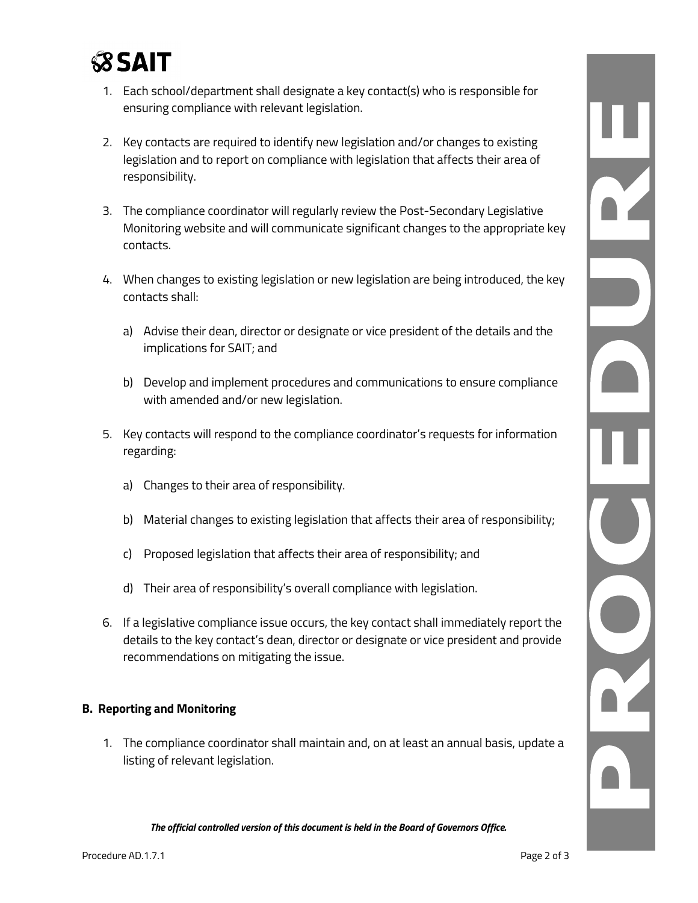1. Each school/department shall designate a key contact(s) who is responsible for ensuring compliance with relevant legislation.

2. Key contacts are required to identify new legislation and/or changes to existing legislation and to report on compliance with legislation that affects their area of responsibility.

3. The compliance coordinator will regularly review the Post-Secondary Legislative Monitoring website and will communicate significant changes to the appropriate key contacts.

4. When changes to existing legislation or new legislation are being introduced, the key contacts shall:

   a) Advise their dean, director or designate or vice president of the details and the implications for SAIT; and

   b) Develop and implement procedures and communications to ensure compliance with amended and/or new legislation.

5. Key contacts will respond to the compliance coordinator's requests for information regarding:

   a) Changes to their area of responsibility.

   b) Material changes to existing legislation that affects their area of responsibility;

   c) Proposed legislation that affects their area of responsibility; and

   d) Their area of responsibility's overall compliance with legislation.

6. If a legislative compliance issue occurs, the key contact shall immediately report the details to the key contact's dean, director or designate or vice president and provide recommendations on mitigating the issue.

**B. Reporting and Monitoring**

1. The compliance coordinator shall maintain and, on at least an annual basis, update a listing of relevant legislation.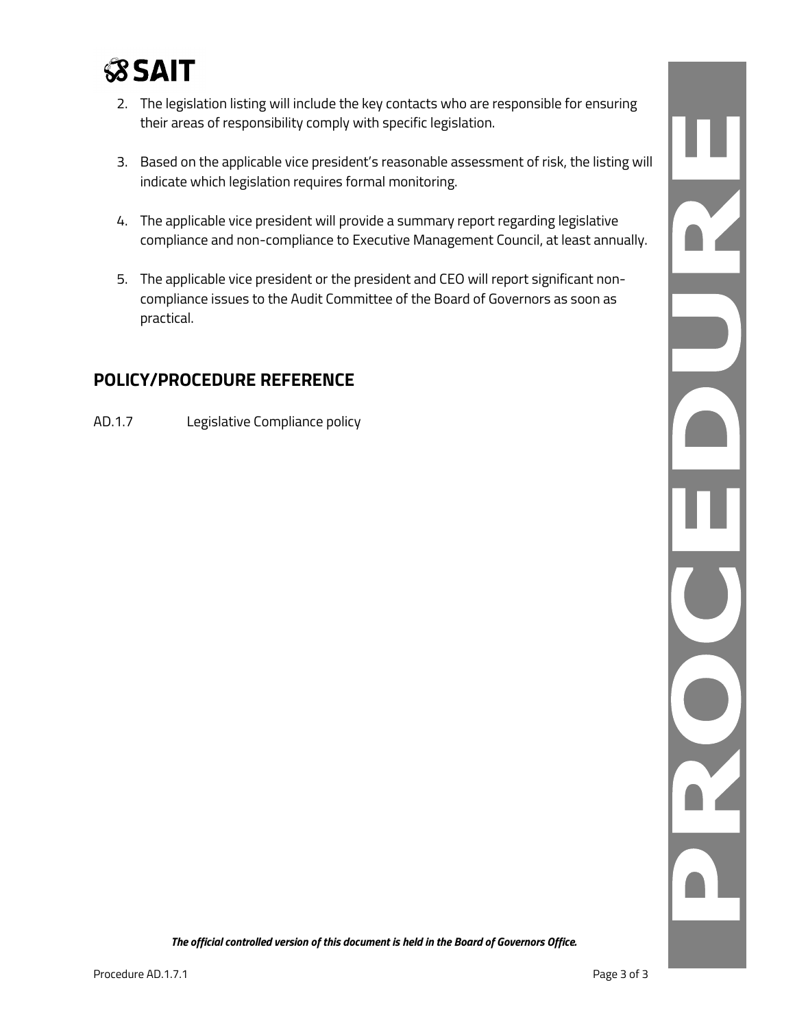2. The legislation listing will include the key contacts who are responsible for ensuring their areas of responsibility comply with specific legislation.

3. Based on the applicable vice president's reasonable assessment of risk, the listing will indicate which legislation requires formal monitoring.

4. The applicable vice president will provide a summary report regarding legislative compliance and non-compliance to Executive Management Council, at least annually.

5. The applicable vice president or the president and CEO will report significant non-compliance issues to the Audit Committee of the Board of Governors as soon as practical.

## POLICY/PROCEDURE REFERENCE

| | |
|---|---|
| AD.1.7 | Legislative Compliance policy |

***The official controlled version of this document is held in the Board of Governors Office.***